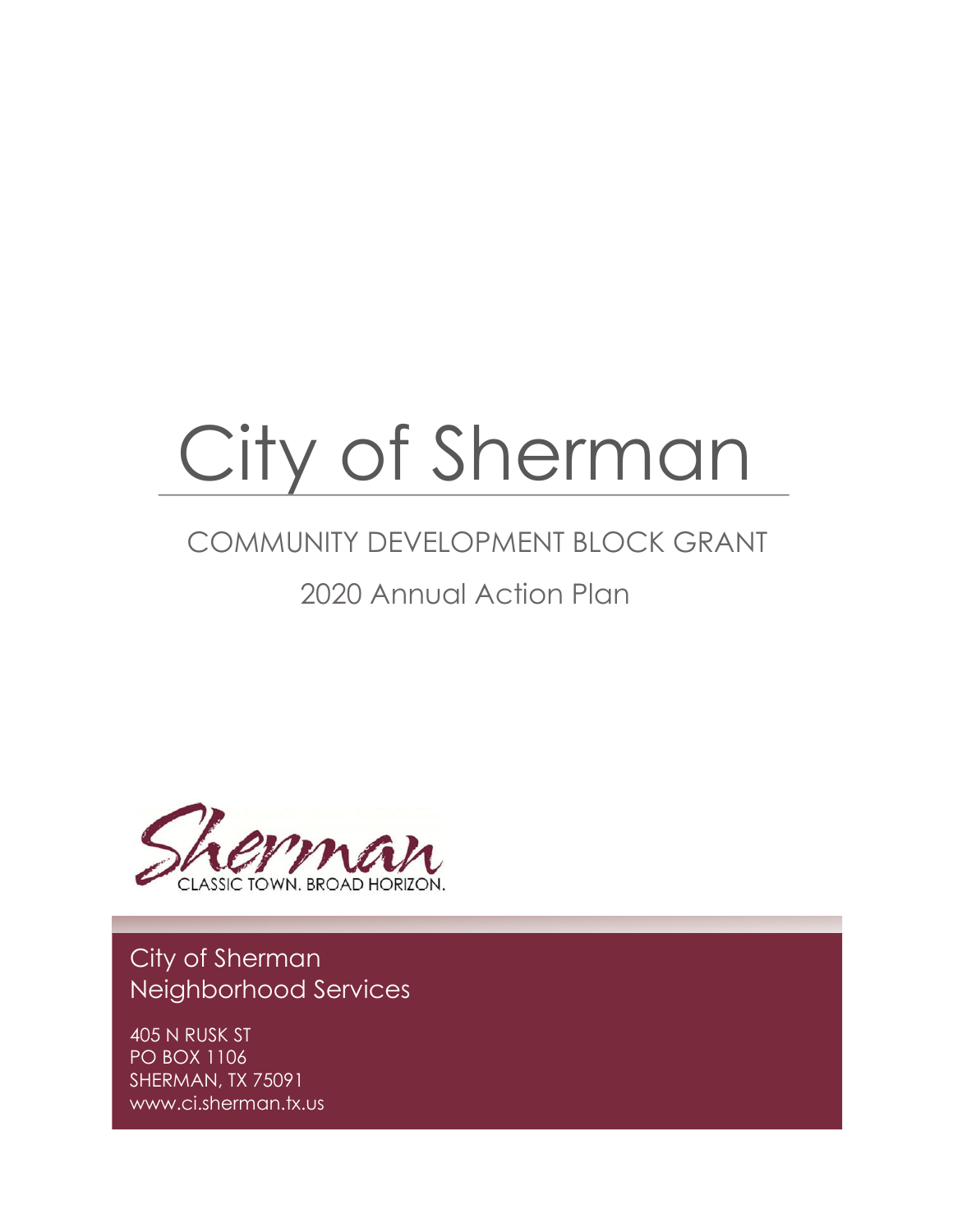# City of Sherman

## COMMUNITY DEVELOPMENT BLOCK GRANT

## 2020 Annual Action Plan

Sherman
CLASSIC TOWN. BROAD HORIZON.

City of Sherman
Neighborhood Services

405 N RUSK ST
PO BOX 1106
SHERMAN, TX 75091
www.ci.sherman.tx.us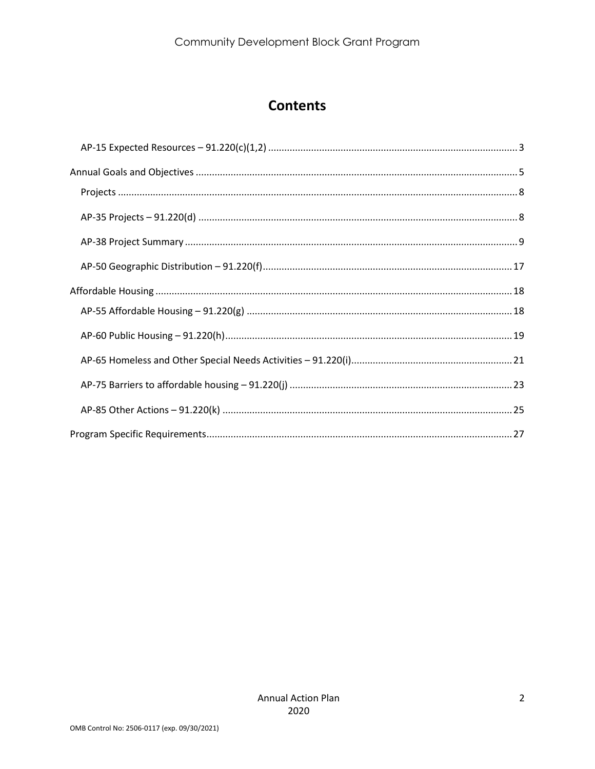# Contents

- AP-15 Expected Resources – 91.220(c)(1,2) ........ 3
- Annual Goals and Objectives ........ 5
  - Projects ........ 8
  - AP-35 Projects – 91.220(d) ........ 8
  - AP-38 Project Summary ........ 9
  - AP-50 Geographic Distribution – 91.220(f) ........ 17
- Affordable Housing ........ 18
  - AP-55 Affordable Housing – 91.220(g) ........ 18
  - AP-60 Public Housing – 91.220(h) ........ 19
  - AP-65 Homeless and Other Special Needs Activities – 91.220(i) ........ 21
  - AP-75 Barriers to affordable housing – 91.220(j) ........ 23
  - AP-85 Other Actions – 91.220(k) ........ 25
- Program Specific Requirements ........ 27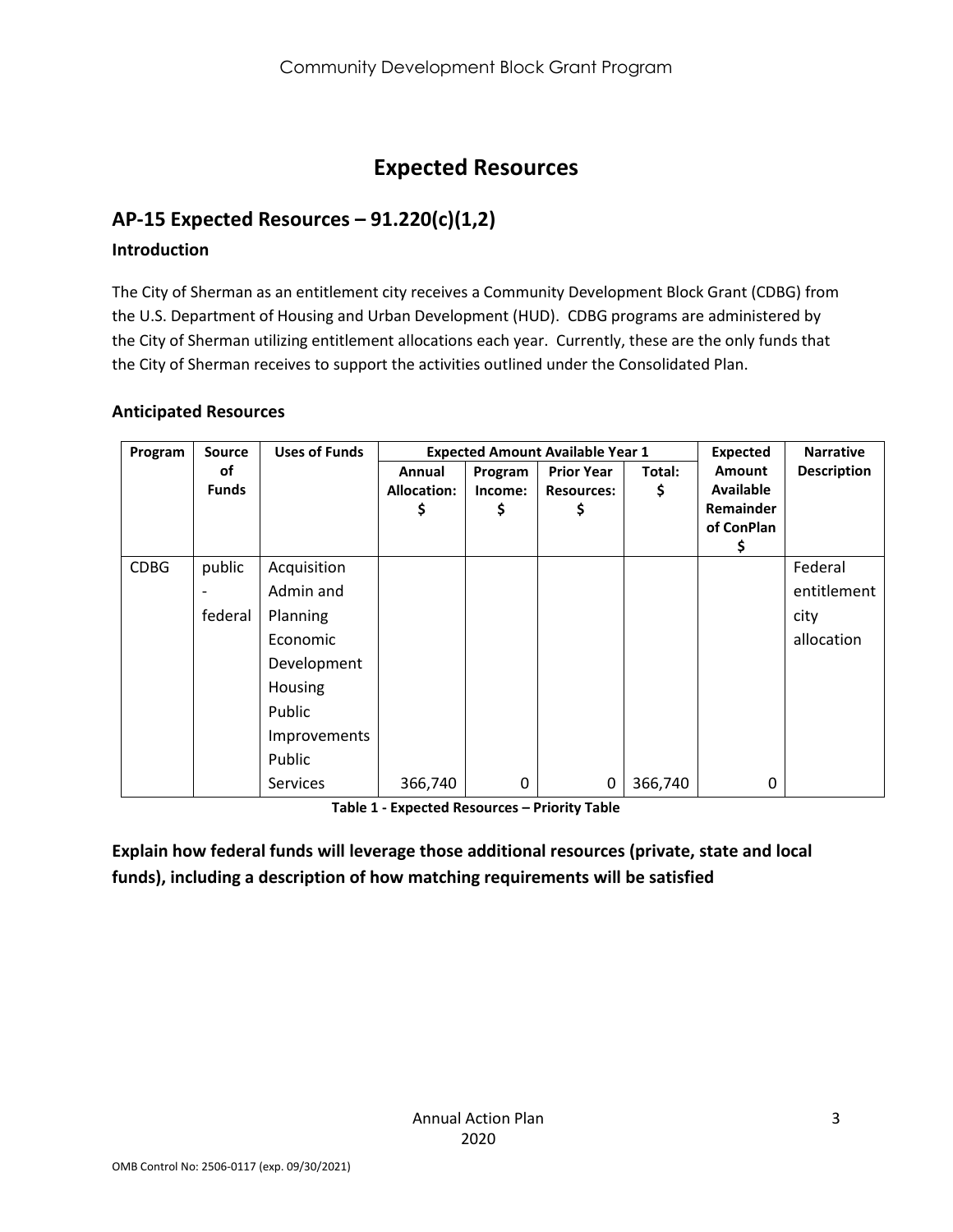# Expected Resources

## AP-15 Expected Resources – 91.220(c)(1,2)

### Introduction

The City of Sherman as an entitlement city receives a Community Development Block Grant (CDBG) from the U.S. Department of Housing and Urban Development (HUD). CDBG programs are administered by the City of Sherman utilizing entitlement allocations each year. Currently, these are the only funds that the City of Sherman receives to support the activities outlined under the Consolidated Plan.

### Anticipated Resources

| Program | Source of Funds | Uses of Funds | Expected Amount Available Year 1 | | | | Expected Amount Available Remainder of ConPlan $ | Narrative Description |
|---|---|---|---|---|---|---|---|---|
| | | | Annual Allocation: $ | Program Income: $ | Prior Year Resources: $ | Total: $ | | |
| CDBG | public - federal | Acquisition<br>Admin and Planning<br>Economic Development<br>Housing<br>Public Improvements<br>Public Services | 366,740 | 0 | 0 | 366,740 | 0 | Federal entitlement city allocation |

**Table 1 - Expected Resources – Priority Table**

**Explain how federal funds will leverage those additional resources (private, state and local funds), including a description of how matching requirements will be satisfied**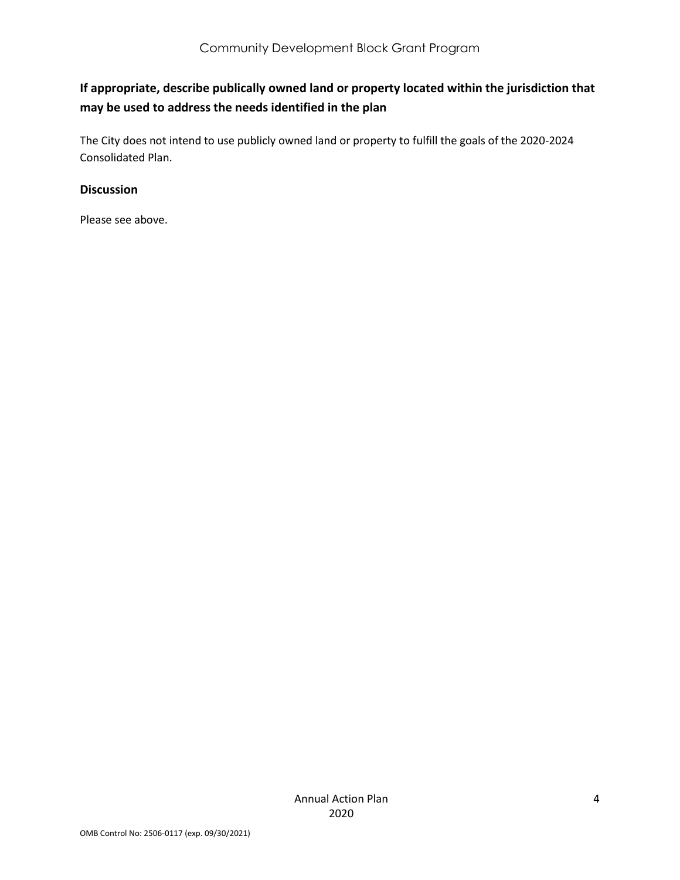**If appropriate, describe publically owned land or property located within the jurisdiction that may be used to address the needs identified in the plan**

The City does not intend to use publicly owned land or property to fulfill the goals of the 2020-2024 Consolidated Plan.

**Discussion**

Please see above.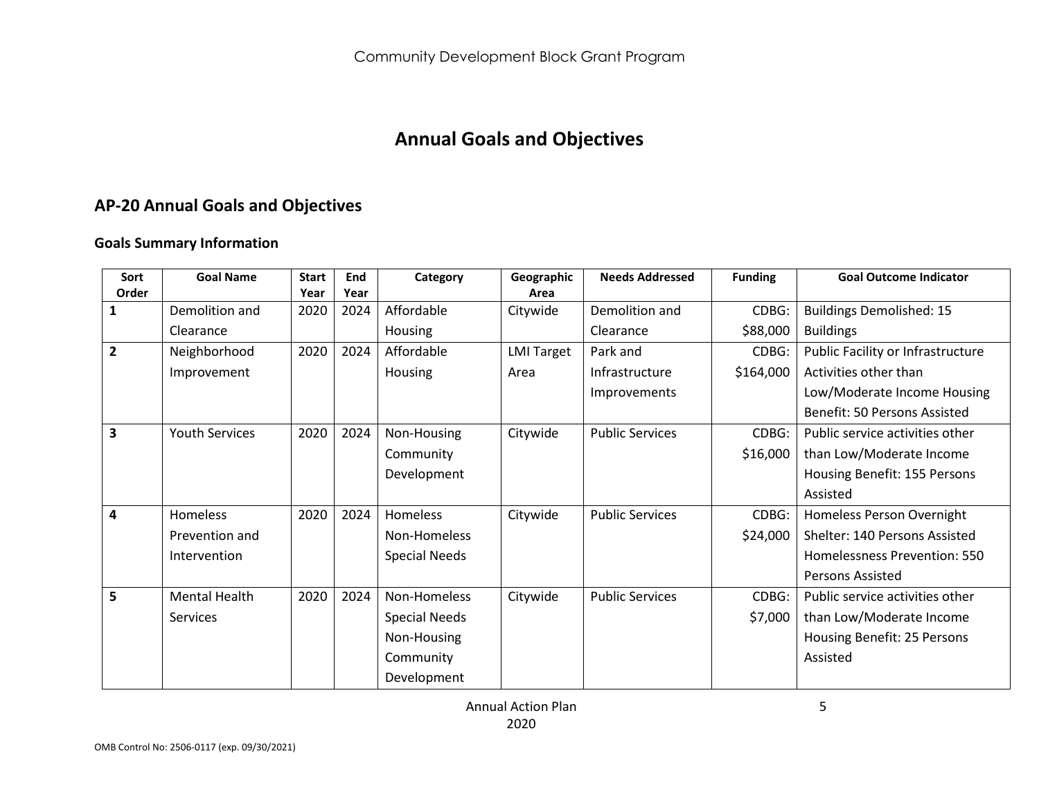# Annual Goals and Objectives

## AP-20 Annual Goals and Objectives

### Goals Summary Information

| Sort Order | Goal Name | Start Year | End Year | Category | Geographic Area | Needs Addressed | Funding | Goal Outcome Indicator |
|---|---|---|---|---|---|---|---|---|
| 1 | Demolition and Clearance | 2020 | 2024 | Affordable Housing | Citywide | Demolition and Clearance | CDBG: $88,000 | Buildings Demolished: 15 Buildings |
| 2 | Neighborhood Improvement | 2020 | 2024 | Affordable Housing | LMI Target Area | Park and Infrastructure Improvements | CDBG: $164,000 | Public Facility or Infrastructure Activities other than Low/Moderate Income Housing Benefit: 50 Persons Assisted |
| 3 | Youth Services | 2020 | 2024 | Non-Housing Community Development | Citywide | Public Services | CDBG: $16,000 | Public service activities other than Low/Moderate Income Housing Benefit: 155 Persons Assisted |
| 4 | Homeless Prevention and Intervention | 2020 | 2024 | Homeless Non-Homeless Special Needs | Citywide | Public Services | CDBG: $24,000 | Homeless Person Overnight Shelter: 140 Persons Assisted Homelessness Prevention: 550 Persons Assisted |
| 5 | Mental Health Services | 2020 | 2024 | Non-Homeless Special Needs Non-Housing Community Development | Citywide | Public Services | CDBG: $7,000 | Public service activities other than Low/Moderate Income Housing Benefit: 25 Persons Assisted |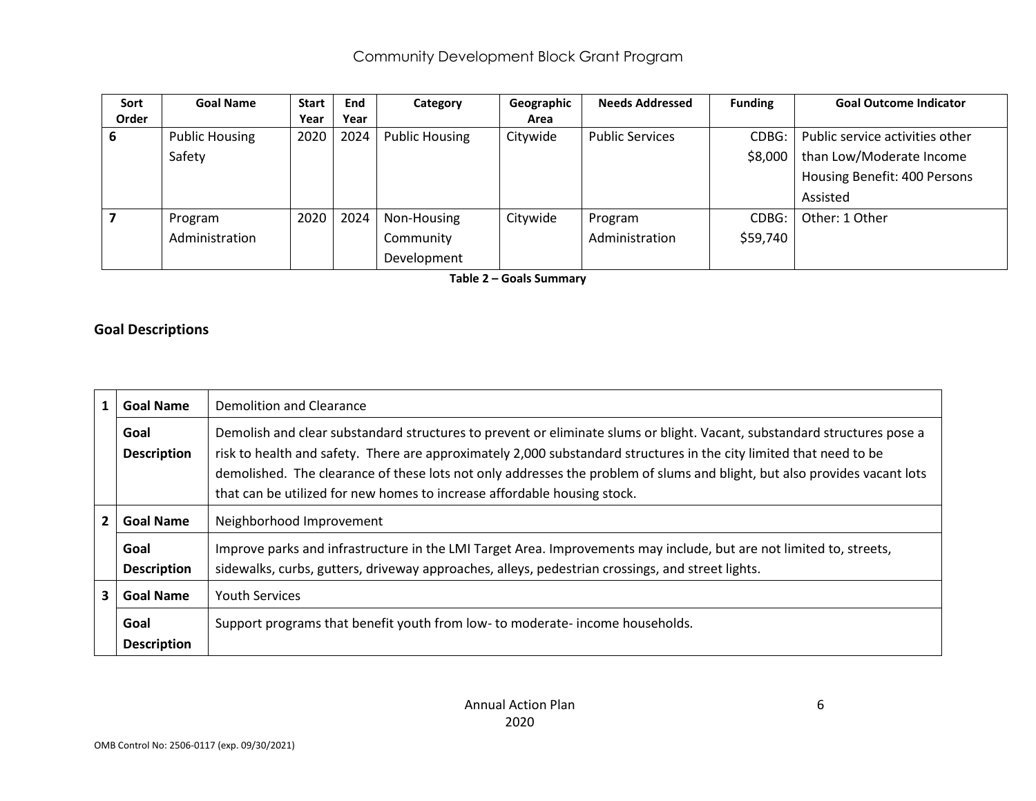| Sort Order | Goal Name | Start Year | End Year | Category | Geographic Area | Needs Addressed | Funding | Goal Outcome Indicator |
|---|---|---|---|---|---|---|---|---|
| 6 | Public Housing Safety | 2020 | 2024 | Public Housing | Citywide | Public Services | CDBG: $8,000 | Public service activities other than Low/Moderate Income Housing Benefit: 400 Persons Assisted |
| 7 | Program Administration | 2020 | 2024 | Non-Housing Community Development | Citywide | Program Administration | CDBG: $59,740 | Other: 1 Other |

**Table 2 – Goals Summary**

## Goal Descriptions

| | | |
|---|---|---|
| 1 | **Goal Name** | Demolition and Clearance |
| | **Goal Description** | Demolish and clear substandard structures to prevent or eliminate slums or blight. Vacant, substandard structures pose a risk to health and safety. There are approximately 2,000 substandard structures in the city limited that need to be demolished. The clearance of these lots not only addresses the problem of slums and blight, but also provides vacant lots that can be utilized for new homes to increase affordable housing stock. |
| 2 | **Goal Name** | Neighborhood Improvement |
| | **Goal Description** | Improve parks and infrastructure in the LMI Target Area. Improvements may include, but are not limited to, streets, sidewalks, curbs, gutters, driveway approaches, alleys, pedestrian crossings, and street lights. |
| 3 | **Goal Name** | Youth Services |
| | **Goal Description** | Support programs that benefit youth from low- to moderate- income households. |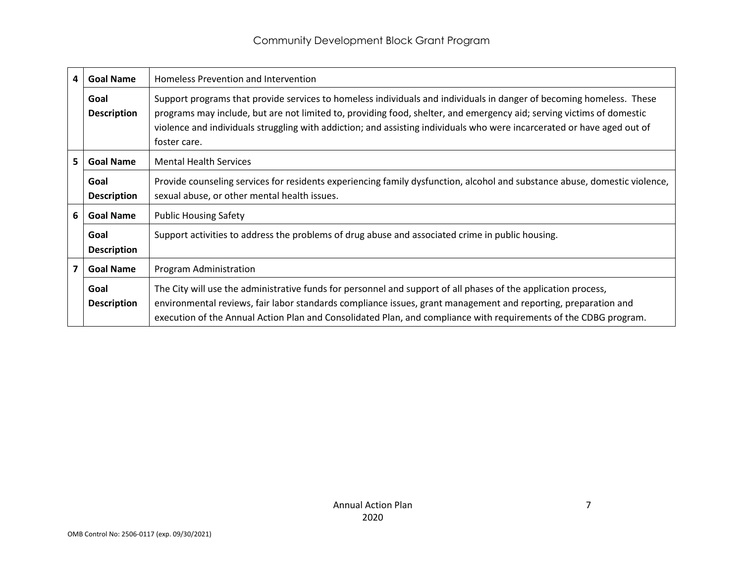| | | |
|---|---|---|
| 4 | **Goal Name** | Homeless Prevention and Intervention |
| | **Goal Description** | Support programs that provide services to homeless individuals and individuals in danger of becoming homeless. These programs may include, but are not limited to, providing food, shelter, and emergency aid; serving victims of domestic violence and individuals struggling with addiction; and assisting individuals who were incarcerated or have aged out of foster care. |
| 5 | **Goal Name** | Mental Health Services |
| | **Goal Description** | Provide counseling services for residents experiencing family dysfunction, alcohol and substance abuse, domestic violence, sexual abuse, or other mental health issues. |
| 6 | **Goal Name** | Public Housing Safety |
| | **Goal Description** | Support activities to address the problems of drug abuse and associated crime in public housing. |
| 7 | **Goal Name** | Program Administration |
| | **Goal Description** | The City will use the administrative funds for personnel and support of all phases of the application process, environmental reviews, fair labor standards compliance issues, grant management and reporting, preparation and execution of the Annual Action Plan and Consolidated Plan, and compliance with requirements of the CDBG program. |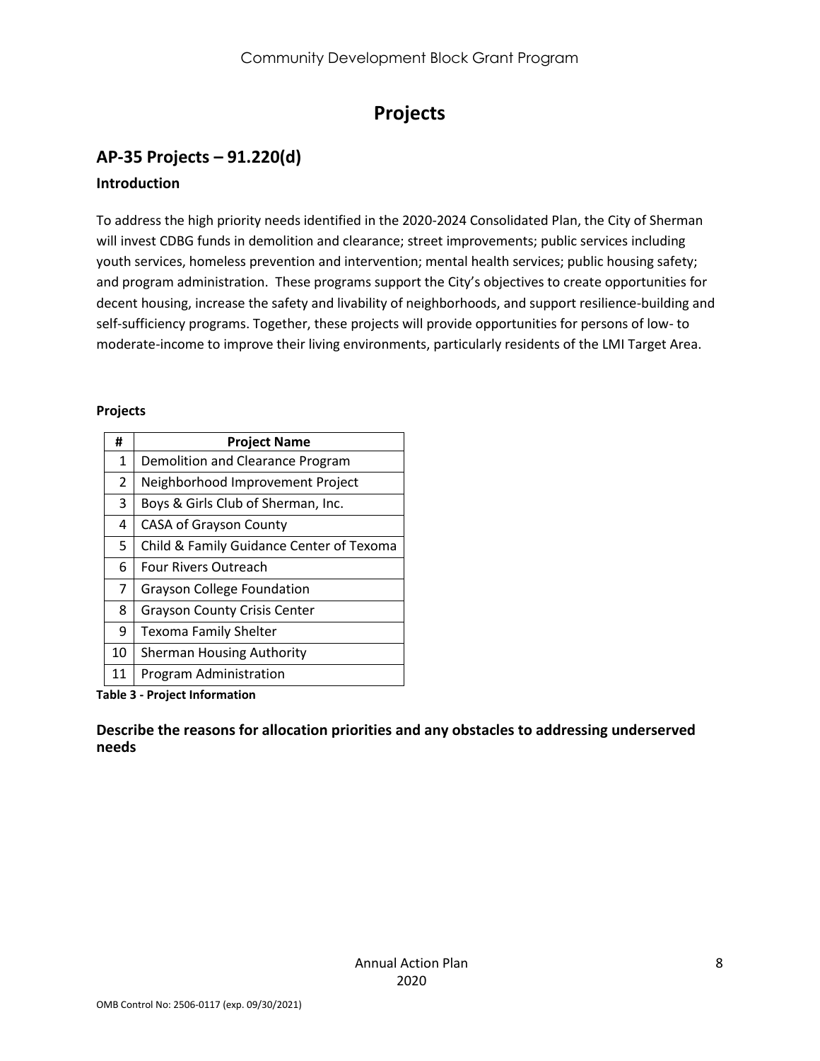# Projects

## AP-35 Projects – 91.220(d)

### Introduction

To address the high priority needs identified in the 2020-2024 Consolidated Plan, the City of Sherman will invest CDBG funds in demolition and clearance; street improvements; public services including youth services, homeless prevention and intervention; mental health services; public housing safety; and program administration. These programs support the City's objectives to create opportunities for decent housing, increase the safety and livability of neighborhoods, and support resilience-building and self-sufficiency programs. Together, these projects will provide opportunities for persons of low- to moderate-income to improve their living environments, particularly residents of the LMI Target Area.

**Projects**

| # | Project Name |
|---|---|
| 1 | Demolition and Clearance Program |
| 2 | Neighborhood Improvement Project |
| 3 | Boys & Girls Club of Sherman, Inc. |
| 4 | CASA of Grayson County |
| 5 | Child & Family Guidance Center of Texoma |
| 6 | Four Rivers Outreach |
| 7 | Grayson College Foundation |
| 8 | Grayson County Crisis Center |
| 9 | Texoma Family Shelter |
| 10 | Sherman Housing Authority |
| 11 | Program Administration |

**Table 3 - Project Information**

### Describe the reasons for allocation priorities and any obstacles to addressing underserved needs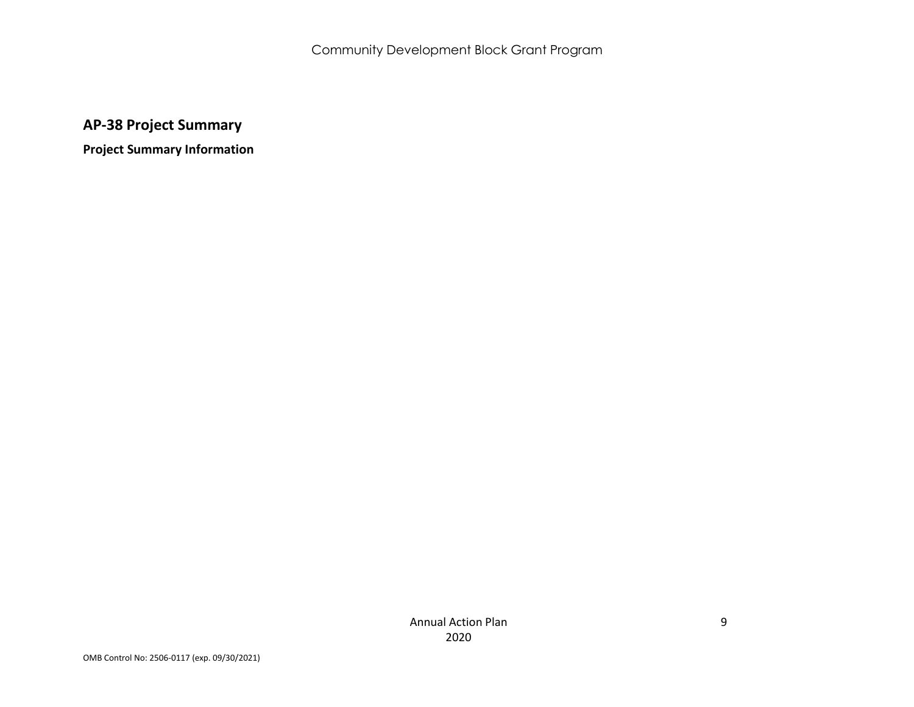## AP-38 Project Summary

**Project Summary Information**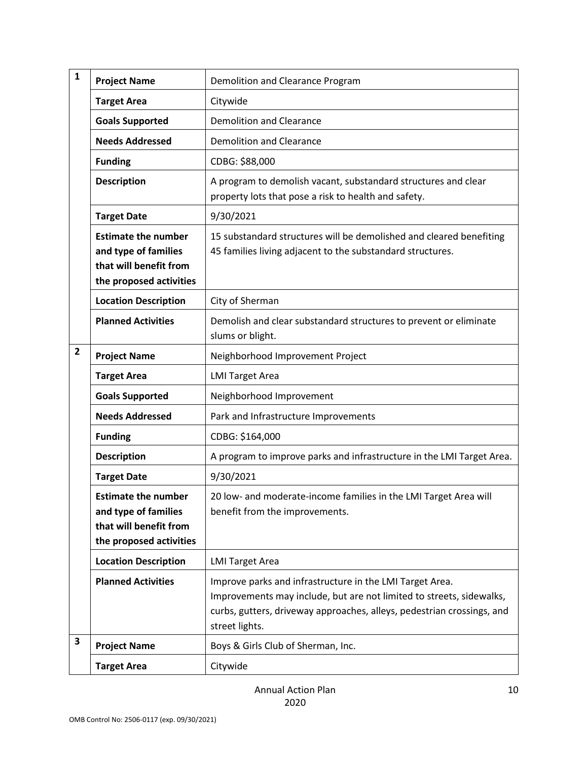| # | | |
|---|---|---|
| 1 | **Project Name** | Demolition and Clearance Program |
| | **Target Area** | Citywide |
| | **Goals Supported** | Demolition and Clearance |
| | **Needs Addressed** | Demolition and Clearance |
| | **Funding** | CDBG: $88,000 |
| | **Description** | A program to demolish vacant, substandard structures and clear property lots that pose a risk to health and safety. |
| | **Target Date** | 9/30/2021 |
| | **Estimate the number and type of families that will benefit from the proposed activities** | 15 substandard structures will be demolished and cleared benefiting 45 families living adjacent to the substandard structures. |
| | **Location Description** | City of Sherman |
| | **Planned Activities** | Demolish and clear substandard structures to prevent or eliminate slums or blight. |
| 2 | **Project Name** | Neighborhood Improvement Project |
| | **Target Area** | LMI Target Area |
| | **Goals Supported** | Neighborhood Improvement |
| | **Needs Addressed** | Park and Infrastructure Improvements |
| | **Funding** | CDBG: $164,000 |
| | **Description** | A program to improve parks and infrastructure in the LMI Target Area. |
| | **Target Date** | 9/30/2021 |
| | **Estimate the number and type of families that will benefit from the proposed activities** | 20 low- and moderate-income families in the LMI Target Area will benefit from the improvements. |
| | **Location Description** | LMI Target Area |
| | **Planned Activities** | Improve parks and infrastructure in the LMI Target Area. Improvements may include, but are not limited to streets, sidewalks, curbs, gutters, driveway approaches, alleys, pedestrian crossings, and street lights. |
| 3 | **Project Name** | Boys & Girls Club of Sherman, Inc. |
| | **Target Area** | Citywide |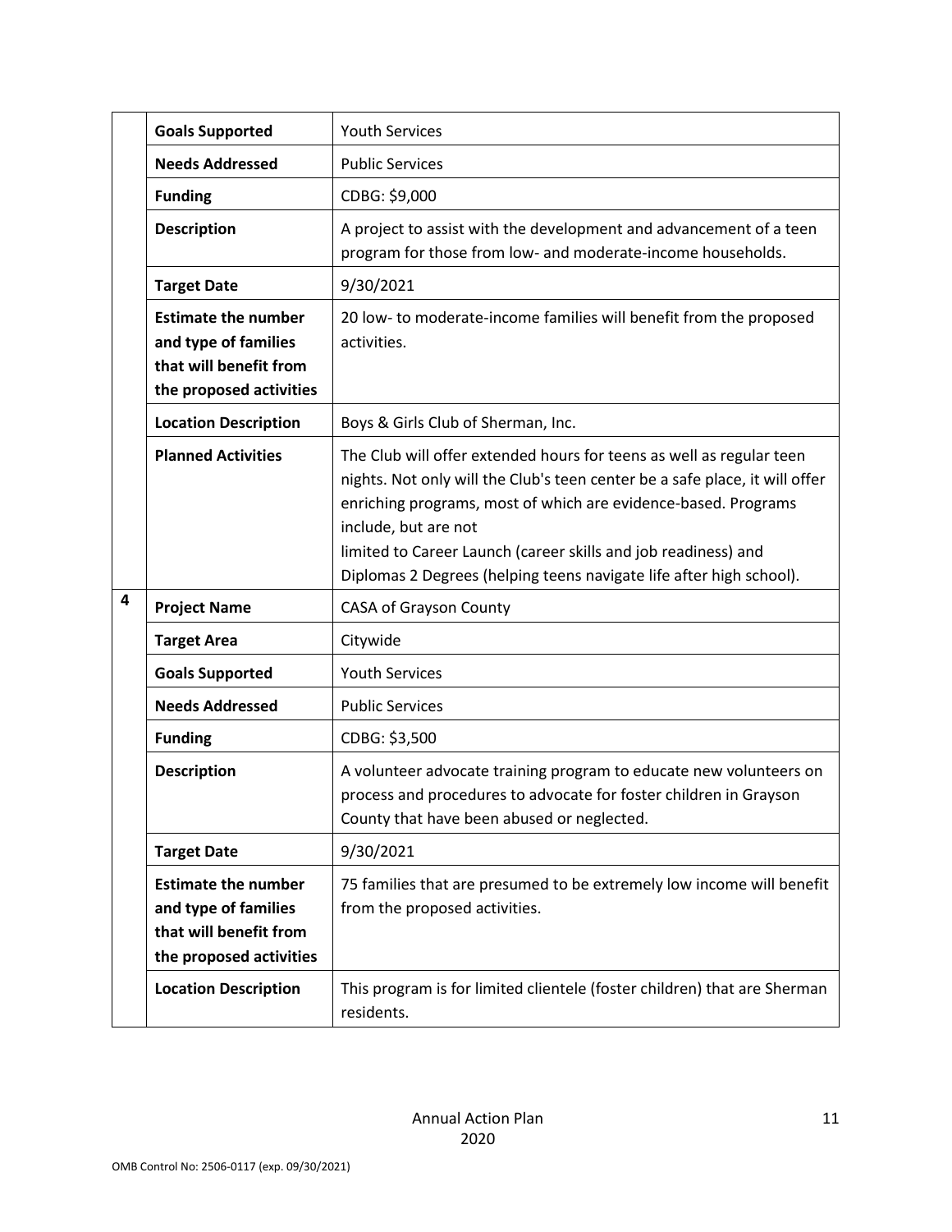|   |   |   |
|---|---|---|
| | **Goals Supported** | Youth Services |
| | **Needs Addressed** | Public Services |
| | **Funding** | CDBG: $9,000 |
| | **Description** | A project to assist with the development and advancement of a teen program for those from low- and moderate-income households. |
| | **Target Date** | 9/30/2021 |
| | **Estimate the number and type of families that will benefit from the proposed activities** | 20 low- to moderate-income families will benefit from the proposed activities. |
| | **Location Description** | Boys & Girls Club of Sherman, Inc. |
| | **Planned Activities** | The Club will offer extended hours for teens as well as regular teen nights. Not only will the Club's teen center be a safe place, it will offer enriching programs, most of which are evidence-based. Programs include, but are not limited to Career Launch (career skills and job readiness) and Diplomas 2 Degrees (helping teens navigate life after high school). |
| 4 | **Project Name** | CASA of Grayson County |
| | **Target Area** | Citywide |
| | **Goals Supported** | Youth Services |
| | **Needs Addressed** | Public Services |
| | **Funding** | CDBG: $3,500 |
| | **Description** | A volunteer advocate training program to educate new volunteers on process and procedures to advocate for foster children in Grayson County that have been abused or neglected. |
| | **Target Date** | 9/30/2021 |
| | **Estimate the number and type of families that will benefit from the proposed activities** | 75 families that are presumed to be extremely low income will benefit from the proposed activities. |
| | **Location Description** | This program is for limited clientele (foster children) that are Sherman residents. |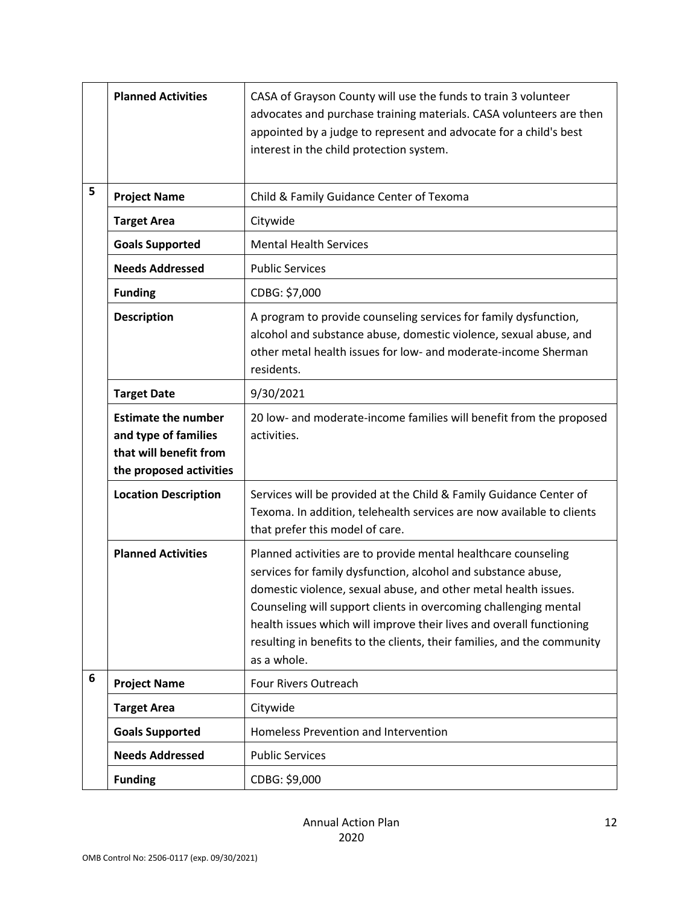| | | |
|---|---|---|
| | **Planned Activities** | CASA of Grayson County will use the funds to train 3 volunteer advocates and purchase training materials. CASA volunteers are then appointed by a judge to represent and advocate for a child's best interest in the child protection system. |
| 5 | **Project Name** | Child & Family Guidance Center of Texoma |
| | **Target Area** | Citywide |
| | **Goals Supported** | Mental Health Services |
| | **Needs Addressed** | Public Services |
| | **Funding** | CDBG: $7,000 |
| | **Description** | A program to provide counseling services for family dysfunction, alcohol and substance abuse, domestic violence, sexual abuse, and other metal health issues for low- and moderate-income Sherman residents. |
| | **Target Date** | 9/30/2021 |
| | **Estimate the number and type of families that will benefit from the proposed activities** | 20 low- and moderate-income families will benefit from the proposed activities. |
| | **Location Description** | Services will be provided at the Child & Family Guidance Center of Texoma. In addition, telehealth services are now available to clients that prefer this model of care. |
| | **Planned Activities** | Planned activities are to provide mental healthcare counseling services for family dysfunction, alcohol and substance abuse, domestic violence, sexual abuse, and other metal health issues. Counseling will support clients in overcoming challenging mental health issues which will improve their lives and overall functioning resulting in benefits to the clients, their families, and the community as a whole. |
| 6 | **Project Name** | Four Rivers Outreach |
| | **Target Area** | Citywide |
| | **Goals Supported** | Homeless Prevention and Intervention |
| | **Needs Addressed** | Public Services |
| | **Funding** | CDBG: $9,000 |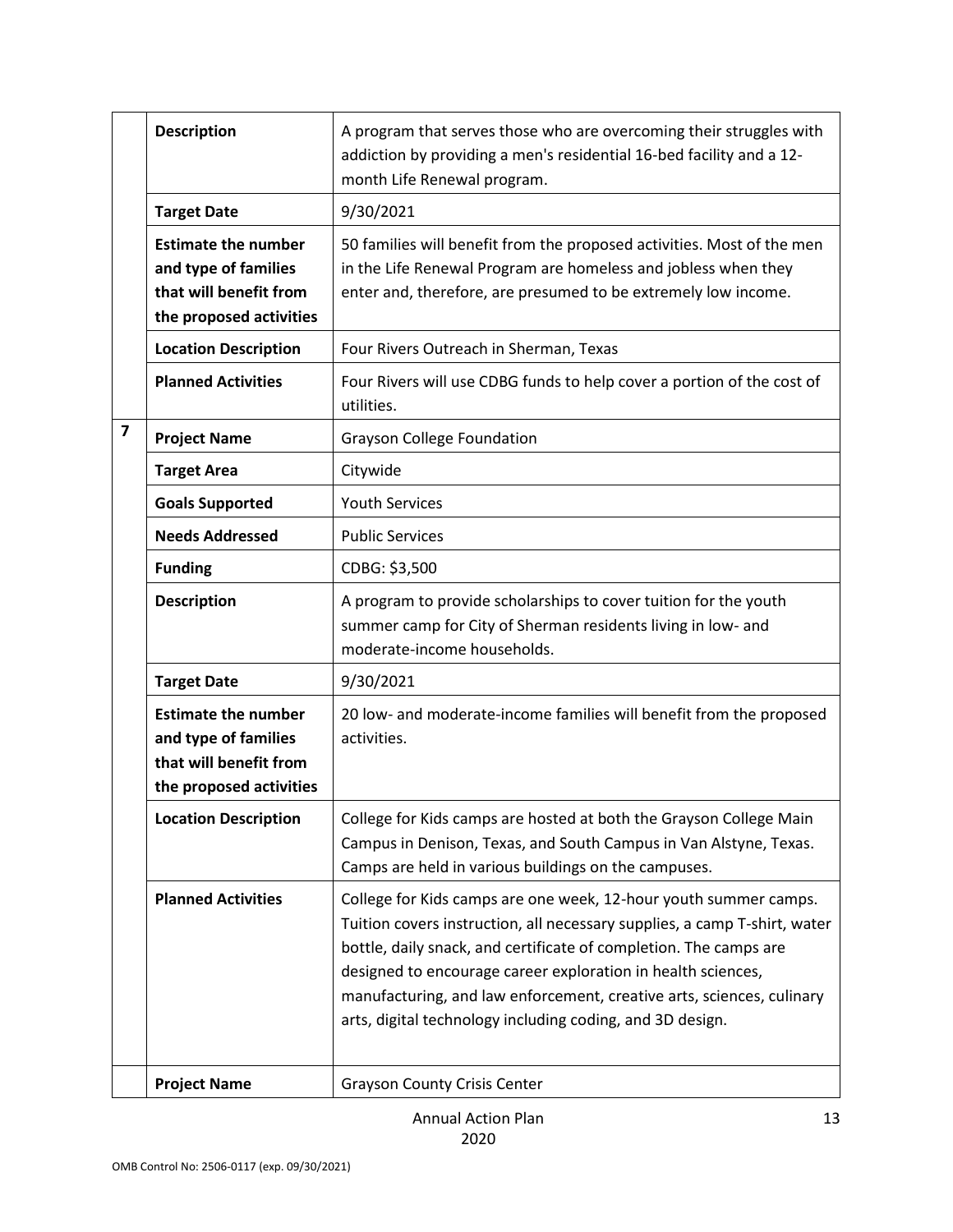| | | |
|---|---|---|
| | **Description** | A program that serves those who are overcoming their struggles with addiction by providing a men's residential 16-bed facility and a 12-month Life Renewal program. |
| | **Target Date** | 9/30/2021 |
| | **Estimate the number and type of families that will benefit from the proposed activities** | 50 families will benefit from the proposed activities. Most of the men in the Life Renewal Program are homeless and jobless when they enter and, therefore, are presumed to be extremely low income. |
| | **Location Description** | Four Rivers Outreach in Sherman, Texas |
| | **Planned Activities** | Four Rivers will use CDBG funds to help cover a portion of the cost of utilities. |
| **7** | **Project Name** | Grayson College Foundation |
| | **Target Area** | Citywide |
| | **Goals Supported** | Youth Services |
| | **Needs Addressed** | Public Services |
| | **Funding** | CDBG: $3,500 |
| | **Description** | A program to provide scholarships to cover tuition for the youth summer camp for City of Sherman residents living in low- and moderate-income households. |
| | **Target Date** | 9/30/2021 |
| | **Estimate the number and type of families that will benefit from the proposed activities** | 20 low- and moderate-income families will benefit from the proposed activities. |
| | **Location Description** | College for Kids camps are hosted at both the Grayson College Main Campus in Denison, Texas, and South Campus in Van Alstyne, Texas. Camps are held in various buildings on the campuses. |
| | **Planned Activities** | College for Kids camps are one week, 12-hour youth summer camps. Tuition covers instruction, all necessary supplies, a camp T-shirt, water bottle, daily snack, and certificate of completion. The camps are designed to encourage career exploration in health sciences, manufacturing, and law enforcement, creative arts, sciences, culinary arts, digital technology including coding, and 3D design. |
| | **Project Name** | Grayson County Crisis Center |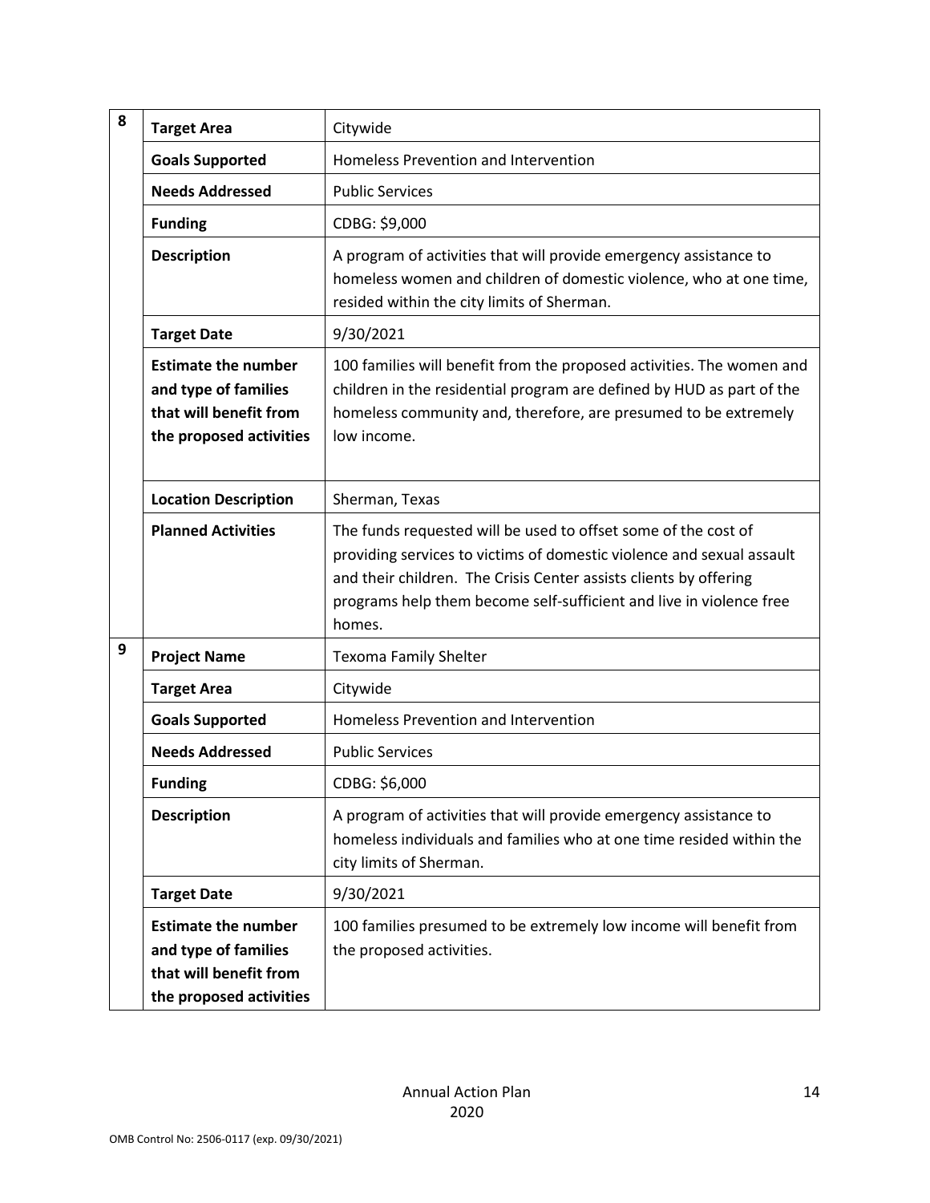| | | |
|---|---|---|
| 8 | **Target Area** | Citywide |
| | **Goals Supported** | Homeless Prevention and Intervention |
| | **Needs Addressed** | Public Services |
| | **Funding** | CDBG: $9,000 |
| | **Description** | A program of activities that will provide emergency assistance to homeless women and children of domestic violence, who at one time, resided within the city limits of Sherman. |
| | **Target Date** | 9/30/2021 |
| | **Estimate the number and type of families that will benefit from the proposed activities** | 100 families will benefit from the proposed activities. The women and children in the residential program are defined by HUD as part of the homeless community and, therefore, are presumed to be extremely low income. |
| | **Location Description** | Sherman, Texas |
| | **Planned Activities** | The funds requested will be used to offset some of the cost of providing services to victims of domestic violence and sexual assault and their children. The Crisis Center assists clients by offering programs help them become self-sufficient and live in violence free homes. |
| 9 | **Project Name** | Texoma Family Shelter |
| | **Target Area** | Citywide |
| | **Goals Supported** | Homeless Prevention and Intervention |
| | **Needs Addressed** | Public Services |
| | **Funding** | CDBG: $6,000 |
| | **Description** | A program of activities that will provide emergency assistance to homeless individuals and families who at one time resided within the city limits of Sherman. |
| | **Target Date** | 9/30/2021 |
| | **Estimate the number and type of families that will benefit from the proposed activities** | 100 families presumed to be extremely low income will benefit from the proposed activities. |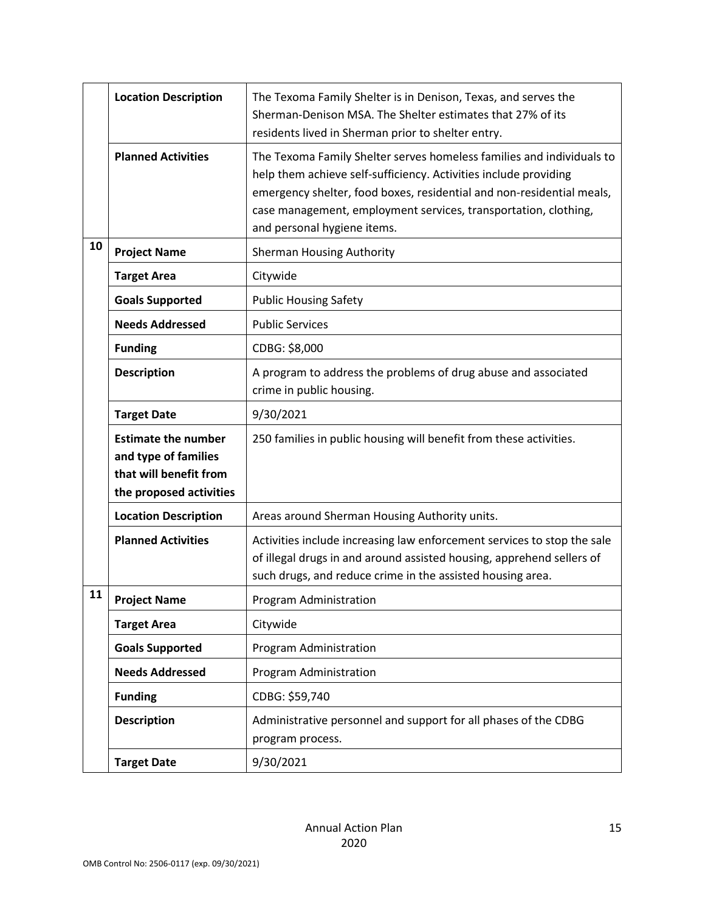| | | |
|---|---|---|
| | **Location Description** | The Texoma Family Shelter is in Denison, Texas, and serves the Sherman-Denison MSA. The Shelter estimates that 27% of its residents lived in Sherman prior to shelter entry. |
| | **Planned Activities** | The Texoma Family Shelter serves homeless families and individuals to help them achieve self-sufficiency. Activities include providing emergency shelter, food boxes, residential and non-residential meals, case management, employment services, transportation, clothing, and personal hygiene items. |
| **10** | **Project Name** | Sherman Housing Authority |
| | **Target Area** | Citywide |
| | **Goals Supported** | Public Housing Safety |
| | **Needs Addressed** | Public Services |
| | **Funding** | CDBG: $8,000 |
| | **Description** | A program to address the problems of drug abuse and associated crime in public housing. |
| | **Target Date** | 9/30/2021 |
| | **Estimate the number and type of families that will benefit from the proposed activities** | 250 families in public housing will benefit from these activities. |
| | **Location Description** | Areas around Sherman Housing Authority units. |
| | **Planned Activities** | Activities include increasing law enforcement services to stop the sale of illegal drugs in and around assisted housing, apprehend sellers of such drugs, and reduce crime in the assisted housing area. |
| **11** | **Project Name** | Program Administration |
| | **Target Area** | Citywide |
| | **Goals Supported** | Program Administration |
| | **Needs Addressed** | Program Administration |
| | **Funding** | CDBG: $59,740 |
| | **Description** | Administrative personnel and support for all phases of the CDBG program process. |
| | **Target Date** | 9/30/2021 |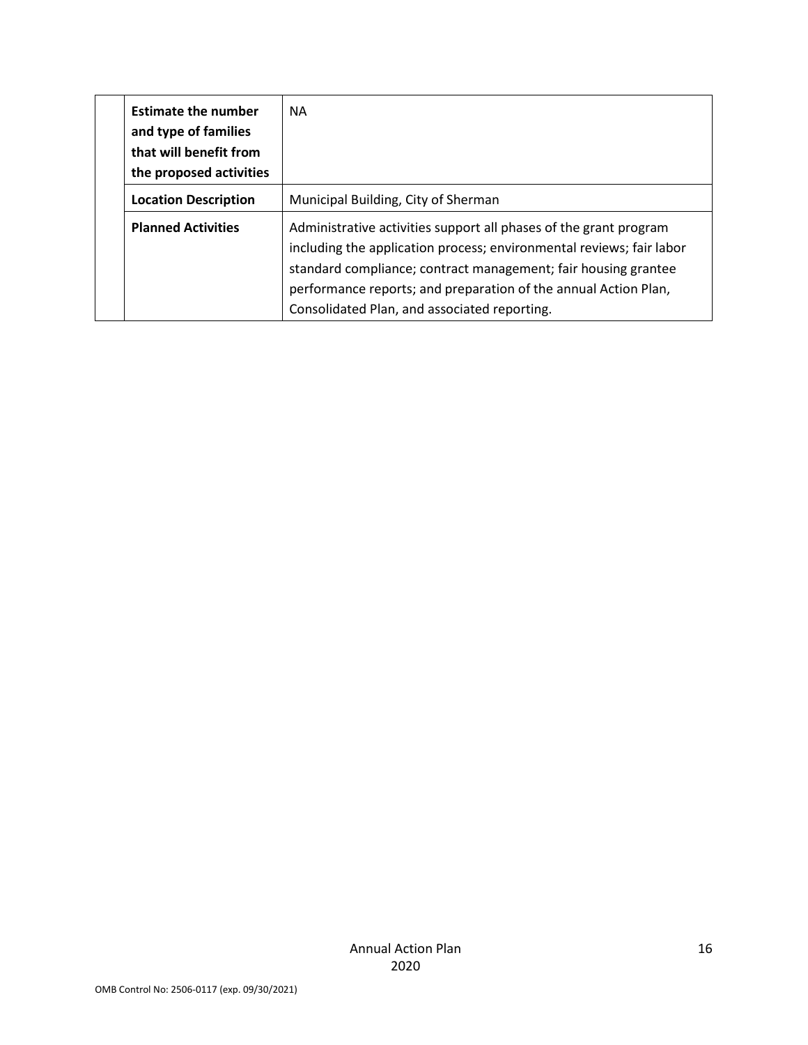| | | |
|---|---|---|
| | **Estimate the number and type of families that will benefit from the proposed activities** | NA |
| | **Location Description** | Municipal Building, City of Sherman |
| | **Planned Activities** | Administrative activities support all phases of the grant program including the application process; environmental reviews; fair labor standard compliance; contract management; fair housing grantee performance reports; and preparation of the annual Action Plan, Consolidated Plan, and associated reporting. |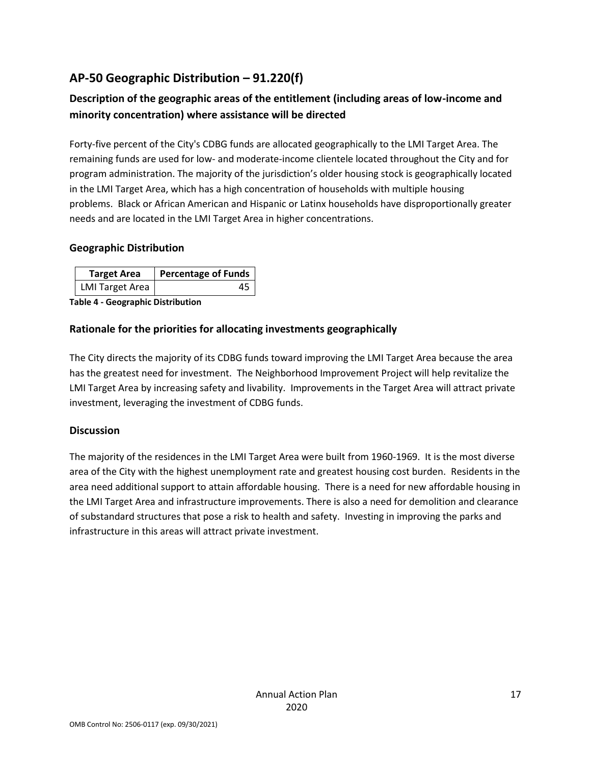## AP-50 Geographic Distribution – 91.220(f)

### Description of the geographic areas of the entitlement (including areas of low-income and minority concentration) where assistance will be directed

Forty-five percent of the City's CDBG funds are allocated geographically to the LMI Target Area. The remaining funds are used for low- and moderate-income clientele located throughout the City and for program administration. The majority of the jurisdiction's older housing stock is geographically located in the LMI Target Area, which has a high concentration of households with multiple housing problems. Black or African American and Hispanic or Latinx households have disproportionally greater needs and are located in the LMI Target Area in higher concentrations.

### Geographic Distribution

| Target Area | Percentage of Funds |
|---|---|
| LMI Target Area | 45 |

**Table 4 - Geographic Distribution**

### Rationale for the priorities for allocating investments geographically

The City directs the majority of its CDBG funds toward improving the LMI Target Area because the area has the greatest need for investment. The Neighborhood Improvement Project will help revitalize the LMI Target Area by increasing safety and livability. Improvements in the Target Area will attract private investment, leveraging the investment of CDBG funds.

### Discussion

The majority of the residences in the LMI Target Area were built from 1960-1969. It is the most diverse area of the City with the highest unemployment rate and greatest housing cost burden. Residents in the area need additional support to attain affordable housing. There is a need for new affordable housing in the LMI Target Area and infrastructure improvements. There is also a need for demolition and clearance of substandard structures that pose a risk to health and safety. Investing in improving the parks and infrastructure in this areas will attract private investment.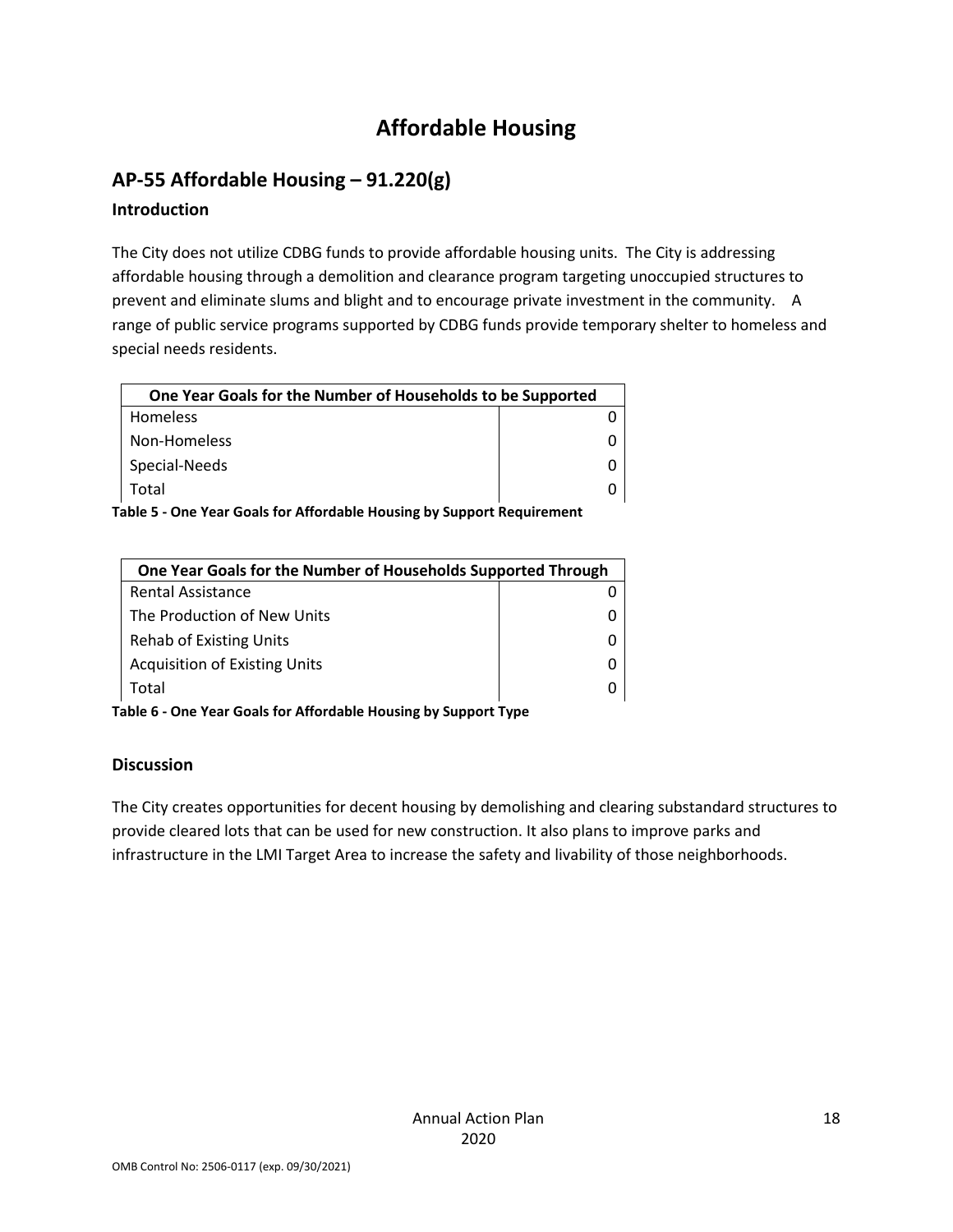# Affordable Housing

## AP-55 Affordable Housing – 91.220(g)

### Introduction

The City does not utilize CDBG funds to provide affordable housing units. The City is addressing affordable housing through a demolition and clearance program targeting unoccupied structures to prevent and eliminate slums and blight and to encourage private investment in the community. A range of public service programs supported by CDBG funds provide temporary shelter to homeless and special needs residents.

| One Year Goals for the Number of Households to be Supported | |
|---|---|
| Homeless | 0 |
| Non-Homeless | 0 |
| Special-Needs | 0 |
| Total | 0 |

**Table 5 - One Year Goals for Affordable Housing by Support Requirement**

| One Year Goals for the Number of Households Supported Through | |
|---|---|
| Rental Assistance | 0 |
| The Production of New Units | 0 |
| Rehab of Existing Units | 0 |
| Acquisition of Existing Units | 0 |
| Total | 0 |

**Table 6 - One Year Goals for Affordable Housing by Support Type**

### Discussion

The City creates opportunities for decent housing by demolishing and clearing substandard structures to provide cleared lots that can be used for new construction. It also plans to improve parks and infrastructure in the LMI Target Area to increase the safety and livability of those neighborhoods.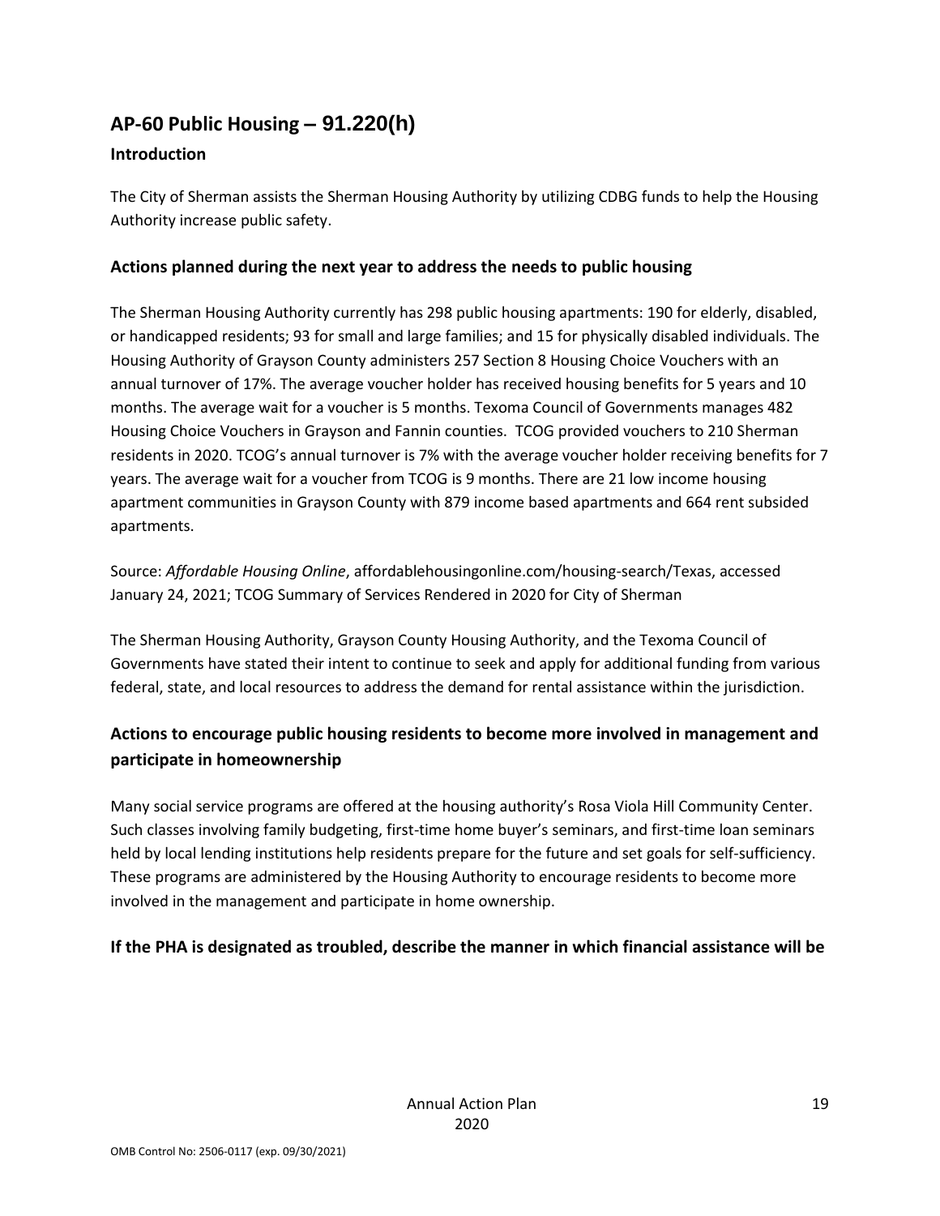## AP-60 Public Housing – 91.220(h)

### Introduction

The City of Sherman assists the Sherman Housing Authority by utilizing CDBG funds to help the Housing Authority increase public safety.

### Actions planned during the next year to address the needs to public housing

The Sherman Housing Authority currently has 298 public housing apartments: 190 for elderly, disabled, or handicapped residents; 93 for small and large families; and 15 for physically disabled individuals. The Housing Authority of Grayson County administers 257 Section 8 Housing Choice Vouchers with an annual turnover of 17%. The average voucher holder has received housing benefits for 5 years and 10 months. The average wait for a voucher is 5 months. Texoma Council of Governments manages 482 Housing Choice Vouchers in Grayson and Fannin counties. TCOG provided vouchers to 210 Sherman residents in 2020. TCOG's annual turnover is 7% with the average voucher holder receiving benefits for 7 years. The average wait for a voucher from TCOG is 9 months. There are 21 low income housing apartment communities in Grayson County with 879 income based apartments and 664 rent subsided apartments.

Source: *Affordable Housing Online*, affordablehousingonline.com/housing-search/Texas, accessed January 24, 2021; TCOG Summary of Services Rendered in 2020 for City of Sherman

The Sherman Housing Authority, Grayson County Housing Authority, and the Texoma Council of Governments have stated their intent to continue to seek and apply for additional funding from various federal, state, and local resources to address the demand for rental assistance within the jurisdiction.

### Actions to encourage public housing residents to become more involved in management and participate in homeownership

Many social service programs are offered at the housing authority's Rosa Viola Hill Community Center. Such classes involving family budgeting, first-time home buyer's seminars, and first-time loan seminars held by local lending institutions help residents prepare for the future and set goals for self-sufficiency. These programs are administered by the Housing Authority to encourage residents to become more involved in the management and participate in home ownership.

### If the PHA is designated as troubled, describe the manner in which financial assistance will be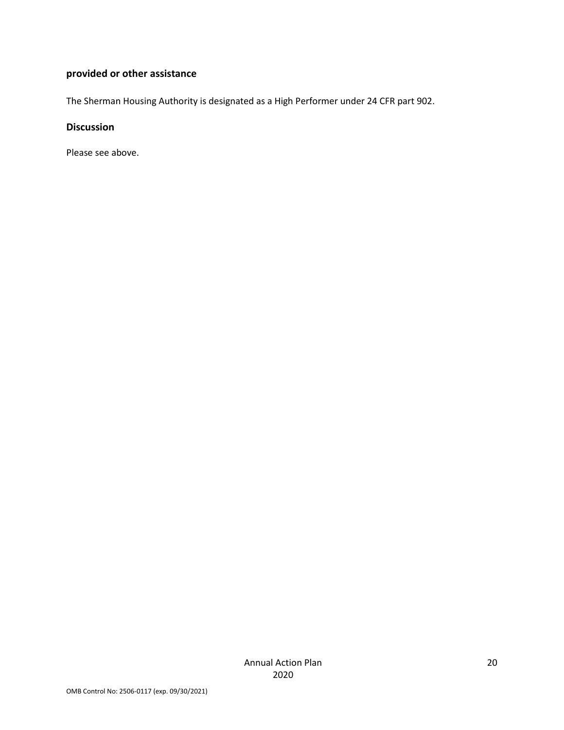**provided or other assistance**

The Sherman Housing Authority is designated as a High Performer under 24 CFR part 902.

### Discussion

Please see above.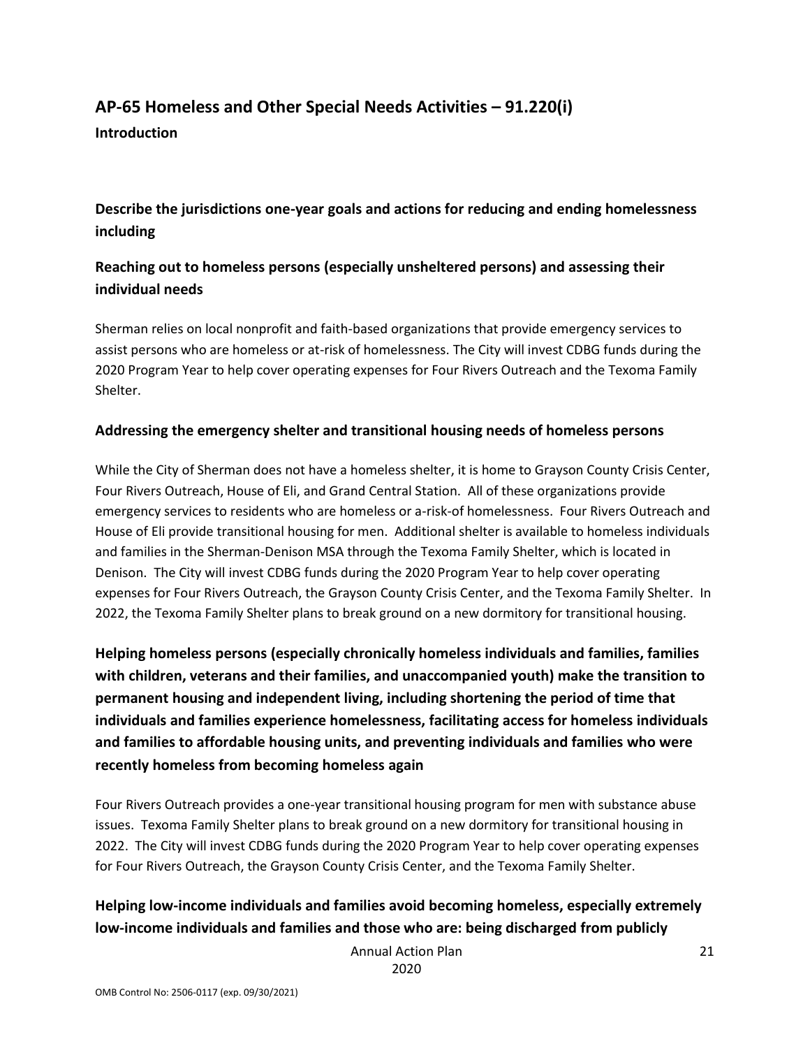## AP-65 Homeless and Other Special Needs Activities – 91.220(i)

**Introduction**

### Describe the jurisdictions one-year goals and actions for reducing and ending homelessness including

### Reaching out to homeless persons (especially unsheltered persons) and assessing their individual needs

Sherman relies on local nonprofit and faith-based organizations that provide emergency services to assist persons who are homeless or at-risk of homelessness. The City will invest CDBG funds during the 2020 Program Year to help cover operating expenses for Four Rivers Outreach and the Texoma Family Shelter.

### Addressing the emergency shelter and transitional housing needs of homeless persons

While the City of Sherman does not have a homeless shelter, it is home to Grayson County Crisis Center, Four Rivers Outreach, House of Eli, and Grand Central Station. All of these organizations provide emergency services to residents who are homeless or a-risk-of homelessness. Four Rivers Outreach and House of Eli provide transitional housing for men. Additional shelter is available to homeless individuals and families in the Sherman-Denison MSA through the Texoma Family Shelter, which is located in Denison. The City will invest CDBG funds during the 2020 Program Year to help cover operating expenses for Four Rivers Outreach, the Grayson County Crisis Center, and the Texoma Family Shelter. In 2022, the Texoma Family Shelter plans to break ground on a new dormitory for transitional housing.

### Helping homeless persons (especially chronically homeless individuals and families, families with children, veterans and their families, and unaccompanied youth) make the transition to permanent housing and independent living, including shortening the period of time that individuals and families experience homelessness, facilitating access for homeless individuals and families to affordable housing units, and preventing individuals and families who were recently homeless from becoming homeless again

Four Rivers Outreach provides a one-year transitional housing program for men with substance abuse issues. Texoma Family Shelter plans to break ground on a new dormitory for transitional housing in 2022. The City will invest CDBG funds during the 2020 Program Year to help cover operating expenses for Four Rivers Outreach, the Grayson County Crisis Center, and the Texoma Family Shelter.

### Helping low-income individuals and families avoid becoming homeless, especially extremely low-income individuals and families and those who are: being discharged from publicly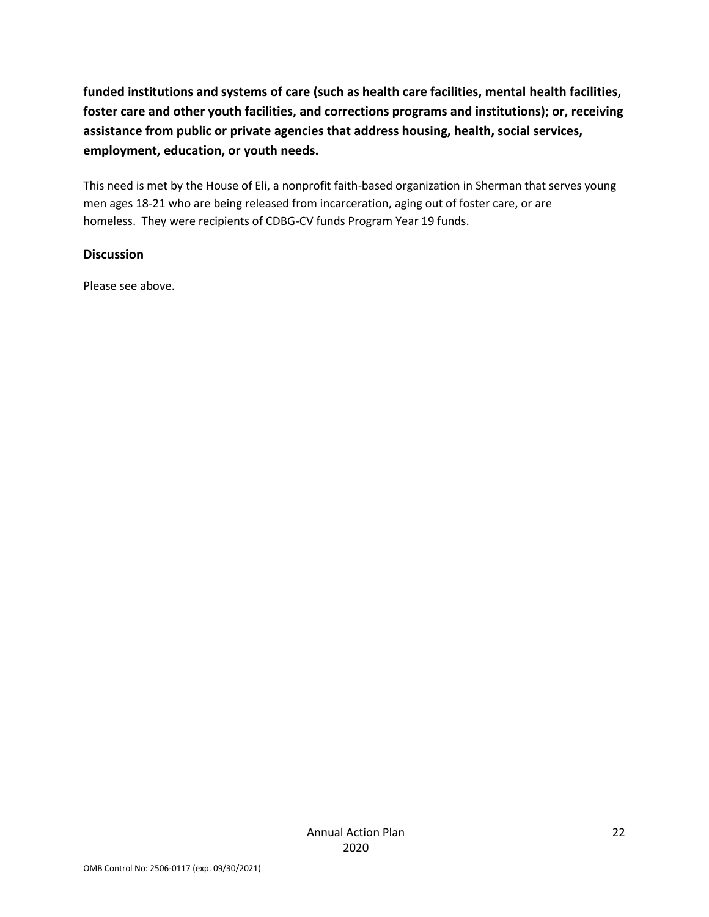**funded institutions and systems of care (such as health care facilities, mental health facilities, foster care and other youth facilities, and corrections programs and institutions); or, receiving assistance from public or private agencies that address housing, health, social services, employment, education, or youth needs.**

This need is met by the House of Eli, a nonprofit faith-based organization in Sherman that serves young men ages 18-21 who are being released from incarceration, aging out of foster care, or are homeless. They were recipients of CDBG-CV funds Program Year 19 funds.

### Discussion

Please see above.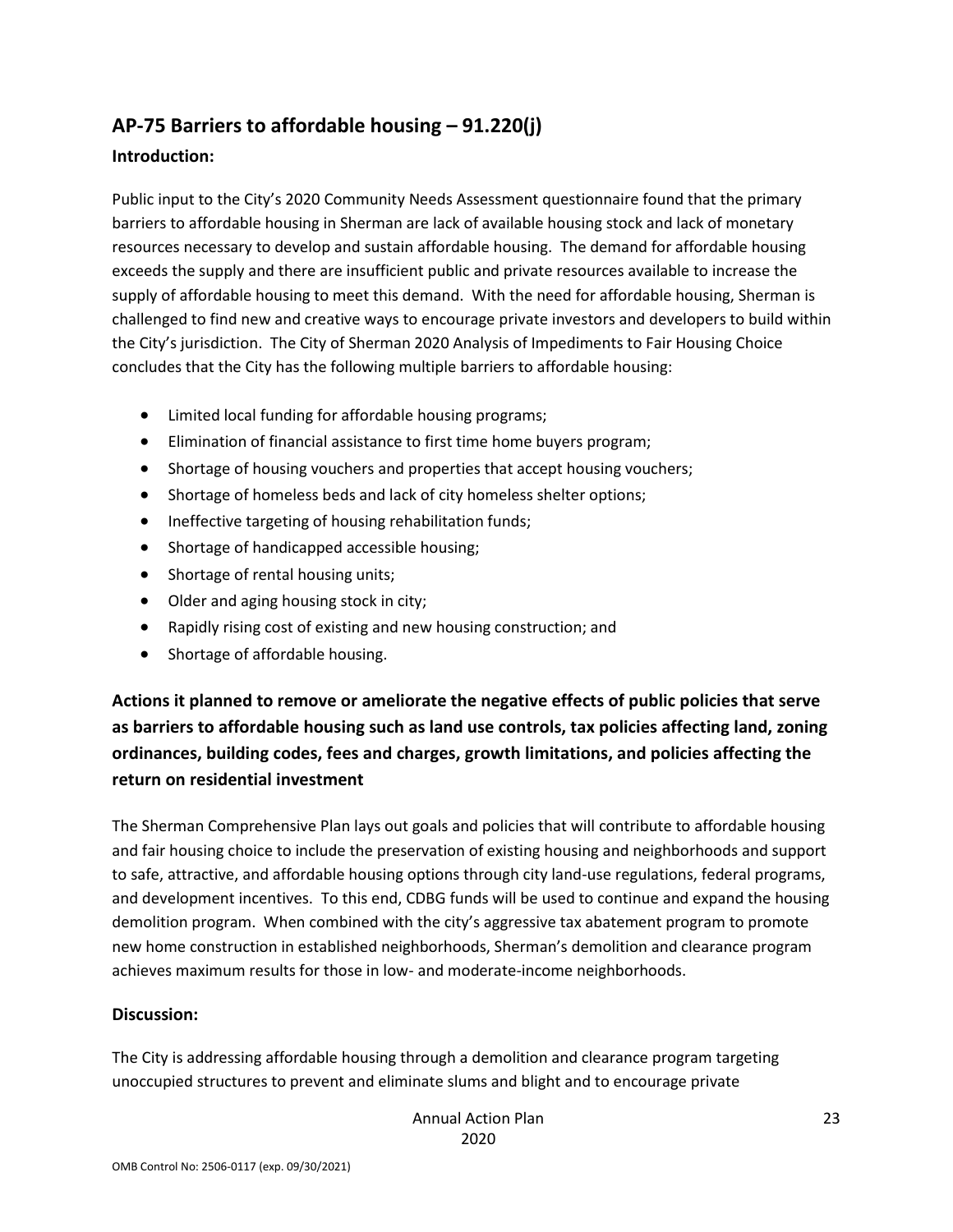## AP-75 Barriers to affordable housing – 91.220(j)

### Introduction:

Public input to the City's 2020 Community Needs Assessment questionnaire found that the primary barriers to affordable housing in Sherman are lack of available housing stock and lack of monetary resources necessary to develop and sustain affordable housing. The demand for affordable housing exceeds the supply and there are insufficient public and private resources available to increase the supply of affordable housing to meet this demand. With the need for affordable housing, Sherman is challenged to find new and creative ways to encourage private investors and developers to build within the City's jurisdiction. The City of Sherman 2020 Analysis of Impediments to Fair Housing Choice concludes that the City has the following multiple barriers to affordable housing:

- Limited local funding for affordable housing programs;
- Elimination of financial assistance to first time home buyers program;
- Shortage of housing vouchers and properties that accept housing vouchers;
- Shortage of homeless beds and lack of city homeless shelter options;
- Ineffective targeting of housing rehabilitation funds;
- Shortage of handicapped accessible housing;
- Shortage of rental housing units;
- Older and aging housing stock in city;
- Rapidly rising cost of existing and new housing construction; and
- Shortage of affordable housing.

### Actions it planned to remove or ameliorate the negative effects of public policies that serve as barriers to affordable housing such as land use controls, tax policies affecting land, zoning ordinances, building codes, fees and charges, growth limitations, and policies affecting the return on residential investment

The Sherman Comprehensive Plan lays out goals and policies that will contribute to affordable housing and fair housing choice to include the preservation of existing housing and neighborhoods and support to safe, attractive, and affordable housing options through city land-use regulations, federal programs, and development incentives. To this end, CDBG funds will be used to continue and expand the housing demolition program. When combined with the city's aggressive tax abatement program to promote new home construction in established neighborhoods, Sherman's demolition and clearance program achieves maximum results for those in low- and moderate-income neighborhoods.

### Discussion:

The City is addressing affordable housing through a demolition and clearance program targeting unoccupied structures to prevent and eliminate slums and blight and to encourage private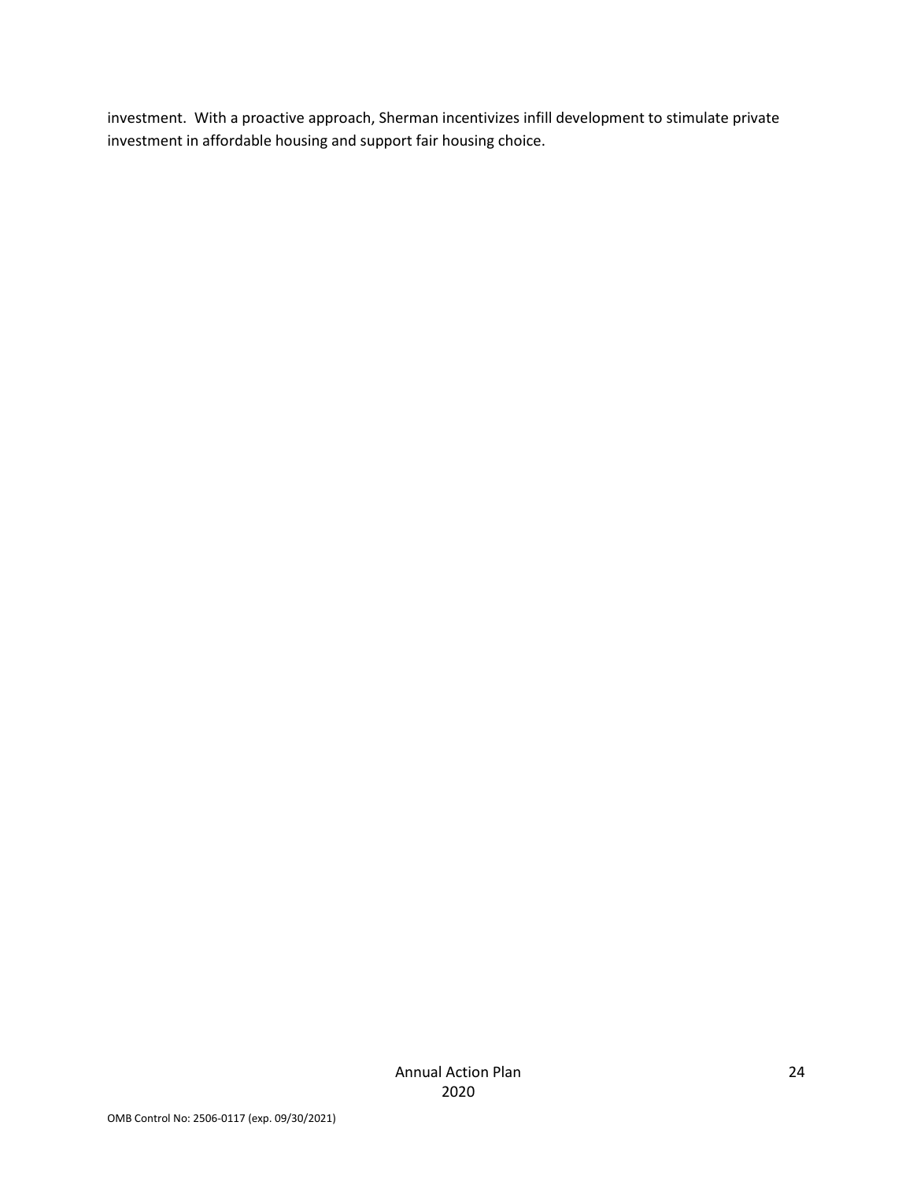investment. With a proactive approach, Sherman incentivizes infill development to stimulate private investment in affordable housing and support fair housing choice.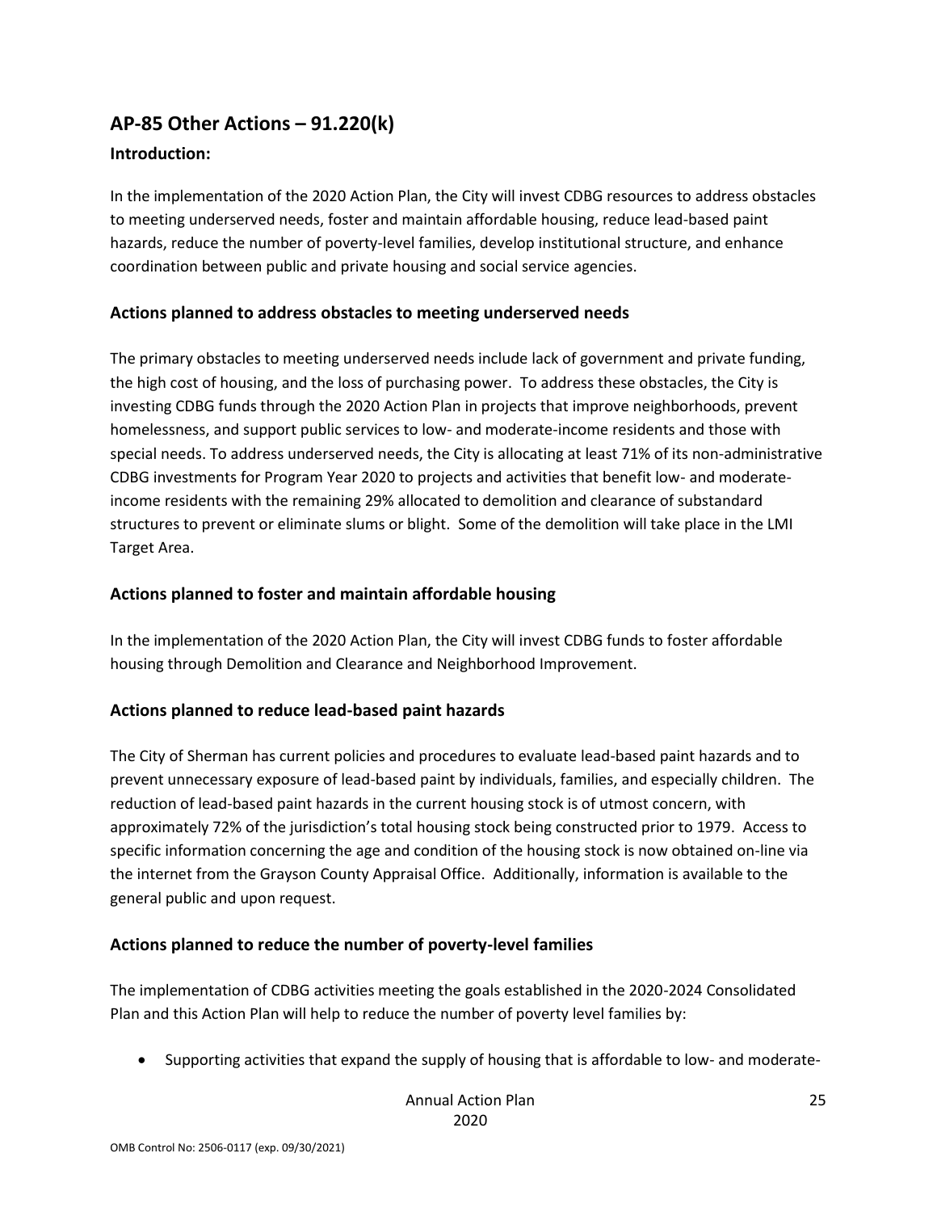## AP-85 Other Actions – 91.220(k)

### Introduction:

In the implementation of the 2020 Action Plan, the City will invest CDBG resources to address obstacles to meeting underserved needs, foster and maintain affordable housing, reduce lead-based paint hazards, reduce the number of poverty-level families, develop institutional structure, and enhance coordination between public and private housing and social service agencies.

### Actions planned to address obstacles to meeting underserved needs

The primary obstacles to meeting underserved needs include lack of government and private funding, the high cost of housing, and the loss of purchasing power. To address these obstacles, the City is investing CDBG funds through the 2020 Action Plan in projects that improve neighborhoods, prevent homelessness, and support public services to low- and moderate-income residents and those with special needs. To address underserved needs, the City is allocating at least 71% of its non-administrative CDBG investments for Program Year 2020 to projects and activities that benefit low- and moderate-income residents with the remaining 29% allocated to demolition and clearance of substandard structures to prevent or eliminate slums or blight. Some of the demolition will take place in the LMI Target Area.

### Actions planned to foster and maintain affordable housing

In the implementation of the 2020 Action Plan, the City will invest CDBG funds to foster affordable housing through Demolition and Clearance and Neighborhood Improvement.

### Actions planned to reduce lead-based paint hazards

The City of Sherman has current policies and procedures to evaluate lead-based paint hazards and to prevent unnecessary exposure of lead-based paint by individuals, families, and especially children. The reduction of lead-based paint hazards in the current housing stock is of utmost concern, with approximately 72% of the jurisdiction's total housing stock being constructed prior to 1979. Access to specific information concerning the age and condition of the housing stock is now obtained on-line via the internet from the Grayson County Appraisal Office. Additionally, information is available to the general public and upon request.

### Actions planned to reduce the number of poverty-level families

The implementation of CDBG activities meeting the goals established in the 2020-2024 Consolidated Plan and this Action Plan will help to reduce the number of poverty level families by:

- Supporting activities that expand the supply of housing that is affordable to low- and moderate-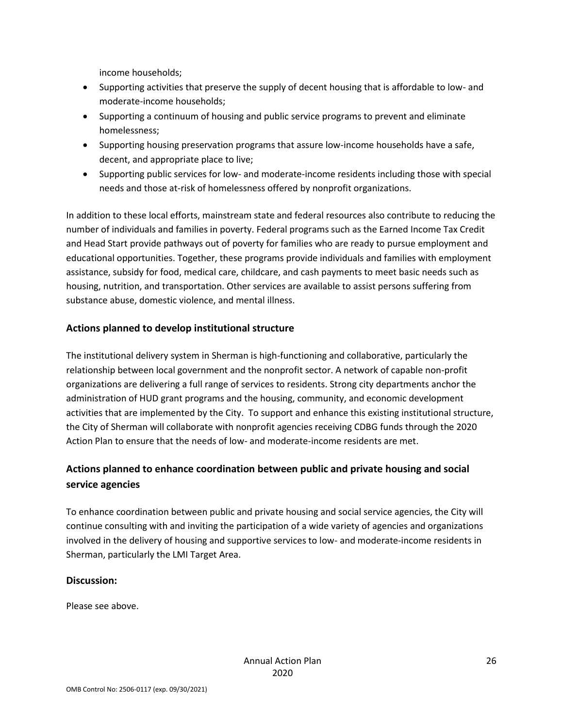income households;

- Supporting activities that preserve the supply of decent housing that is affordable to low- and moderate-income households;
- Supporting a continuum of housing and public service programs to prevent and eliminate homelessness;
- Supporting housing preservation programs that assure low-income households have a safe, decent, and appropriate place to live;
- Supporting public services for low- and moderate-income residents including those with special needs and those at-risk of homelessness offered by nonprofit organizations.

In addition to these local efforts, mainstream state and federal resources also contribute to reducing the number of individuals and families in poverty. Federal programs such as the Earned Income Tax Credit and Head Start provide pathways out of poverty for families who are ready to pursue employment and educational opportunities. Together, these programs provide individuals and families with employment assistance, subsidy for food, medical care, childcare, and cash payments to meet basic needs such as housing, nutrition, and transportation. Other services are available to assist persons suffering from substance abuse, domestic violence, and mental illness.

## Actions planned to develop institutional structure

The institutional delivery system in Sherman is high-functioning and collaborative, particularly the relationship between local government and the nonprofit sector. A network of capable non-profit organizations are delivering a full range of services to residents. Strong city departments anchor the administration of HUD grant programs and the housing, community, and economic development activities that are implemented by the City. To support and enhance this existing institutional structure, the City of Sherman will collaborate with nonprofit agencies receiving CDBG funds through the 2020 Action Plan to ensure that the needs of low- and moderate-income residents are met.

## Actions planned to enhance coordination between public and private housing and social service agencies

To enhance coordination between public and private housing and social service agencies, the City will continue consulting with and inviting the participation of a wide variety of agencies and organizations involved in the delivery of housing and supportive services to low- and moderate-income residents in Sherman, particularly the LMI Target Area.

## Discussion:

Please see above.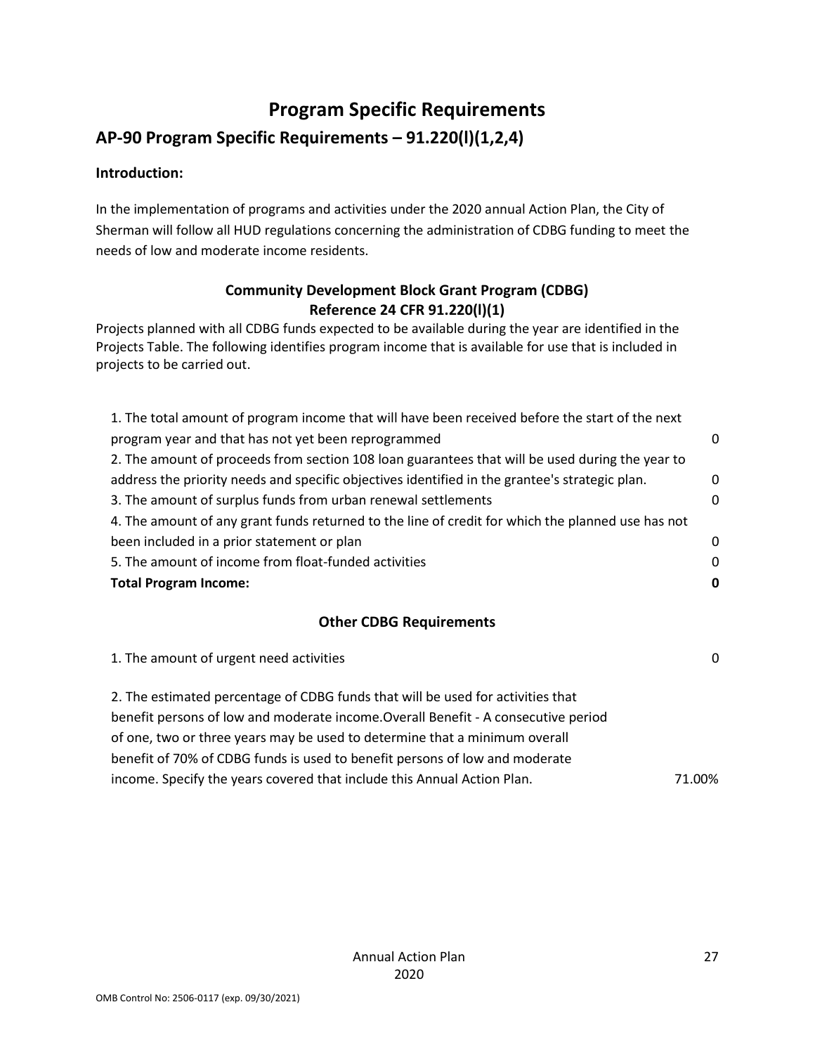# Program Specific Requirements

## AP-90 Program Specific Requirements – 91.220(l)(1,2,4)

### Introduction:

In the implementation of programs and activities under the 2020 annual Action Plan, the City of Sherman will follow all HUD regulations concerning the administration of CDBG funding to meet the needs of low and moderate income residents.

### Community Development Block Grant Program (CDBG)
### Reference 24 CFR 91.220(l)(1)

Projects planned with all CDBG funds expected to be available during the year are identified in the Projects Table. The following identifies program income that is available for use that is included in projects to be carried out.

| | |
|---|---|
| 1. The total amount of program income that will have been received before the start of the next program year and that has not yet been reprogrammed | 0 |
| 2. The amount of proceeds from section 108 loan guarantees that will be used during the year to address the priority needs and specific objectives identified in the grantee's strategic plan. | 0 |
| 3. The amount of surplus funds from urban renewal settlements | 0 |
| 4. The amount of any grant funds returned to the line of credit for which the planned use has not been included in a prior statement or plan | 0 |
| 5. The amount of income from float-funded activities | 0 |
| **Total Program Income:** | **0** |

### Other CDBG Requirements

| | |
|---|---|
| 1. The amount of urgent need activities | 0 |
| 2. The estimated percentage of CDBG funds that will be used for activities that benefit persons of low and moderate income.Overall Benefit - A consecutive period of one, two or three years may be used to determine that a minimum overall benefit of 70% of CDBG funds is used to benefit persons of low and moderate income. Specify the years covered that include this Annual Action Plan. | 71.00% |

Annual Action Plan
2020

OMB Control No: 2506-0117 (exp. 09/30/2021)